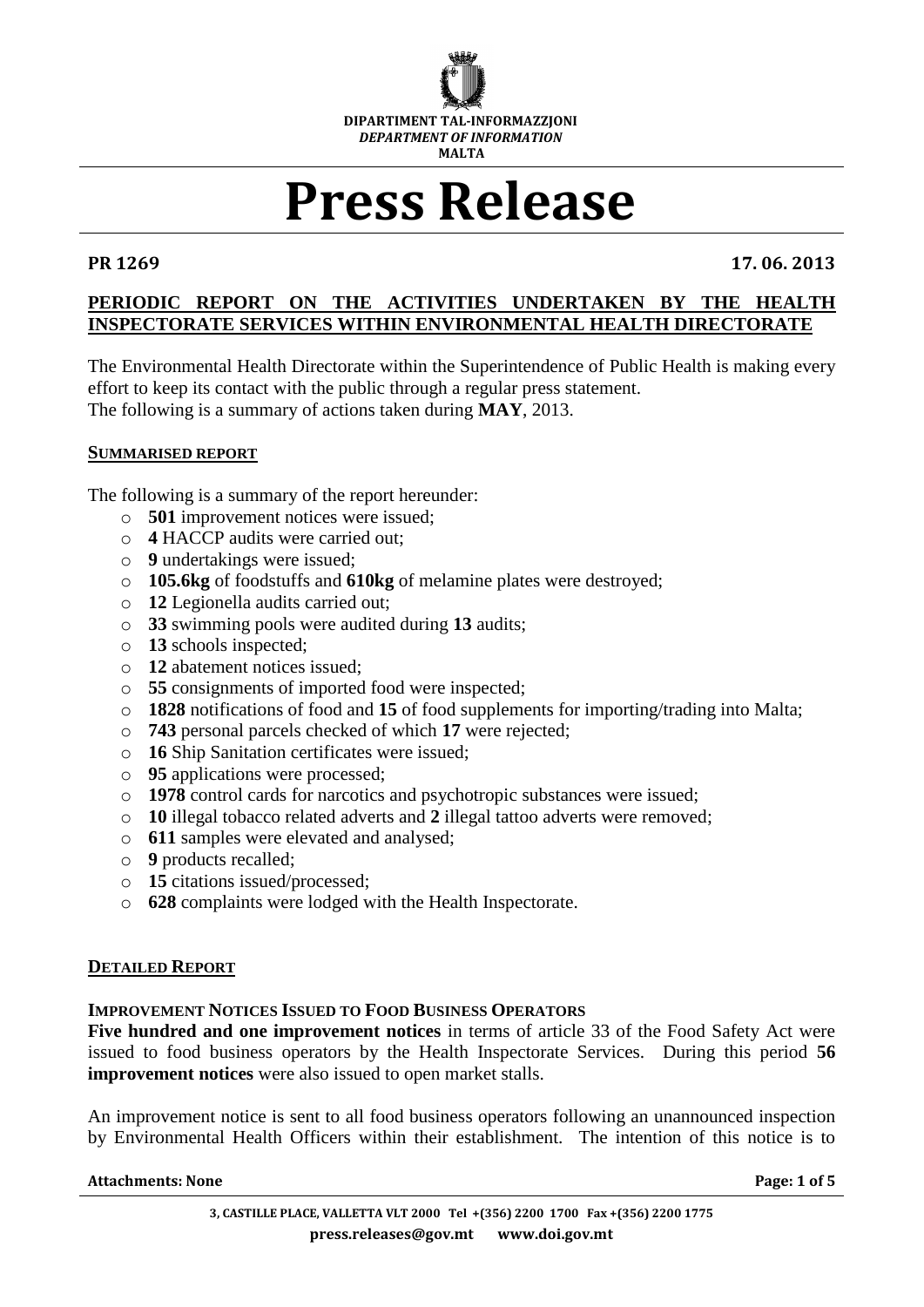DIPARTIMENT TAL-INFORMAZZJONI
*DEPARTMENT OF INFORMATION*
MALTA

# Press Release

**PR 1269** **17. 06. 2013**

## PERIODIC REPORT ON THE ACTIVITIES UNDERTAKEN BY THE HEALTH INSPECTORATE SERVICES WITHIN ENVIRONMENTAL HEALTH DIRECTORATE

The Environmental Health Directorate within the Superintendence of Public Health is making every effort to keep its contact with the public through a regular press statement.
The following is a summary of actions taken during **MAY**, 2013.

### SUMMARISED REPORT

The following is a summary of the report hereunder:

- **501** improvement notices were issued;
- **4** HACCP audits were carried out;
- **9** undertakings were issued;
- **105.6kg** of foodstuffs and **610kg** of melamine plates were destroyed;
- **12** Legionella audits carried out;
- **33** swimming pools were audited during **13** audits;
- **13** schools inspected;
- **12** abatement notices issued;
- **55** consignments of imported food were inspected;
- **1828** notifications of food and **15** of food supplements for importing/trading into Malta;
- **743** personal parcels checked of which **17** were rejected;
- **16** Ship Sanitation certificates were issued;
- **95** applications were processed;
- **1978** control cards for narcotics and psychotropic substances were issued;
- **10** illegal tobacco related adverts and **2** illegal tattoo adverts were removed;
- **611** samples were elevated and analysed;
- **9** products recalled;
- **15** citations issued/processed;
- **628** complaints were lodged with the Health Inspectorate.

### DETAILED REPORT

#### IMPROVEMENT NOTICES ISSUED TO FOOD BUSINESS OPERATORS

**Five hundred and one improvement notices** in terms of article 33 of the Food Safety Act were issued to food business operators by the Health Inspectorate Services. During this period **56 improvement notices** were also issued to open market stalls.

An improvement notice is sent to all food business operators following an unannounced inspection by Environmental Health Officers within their establishment. The intention of this notice is to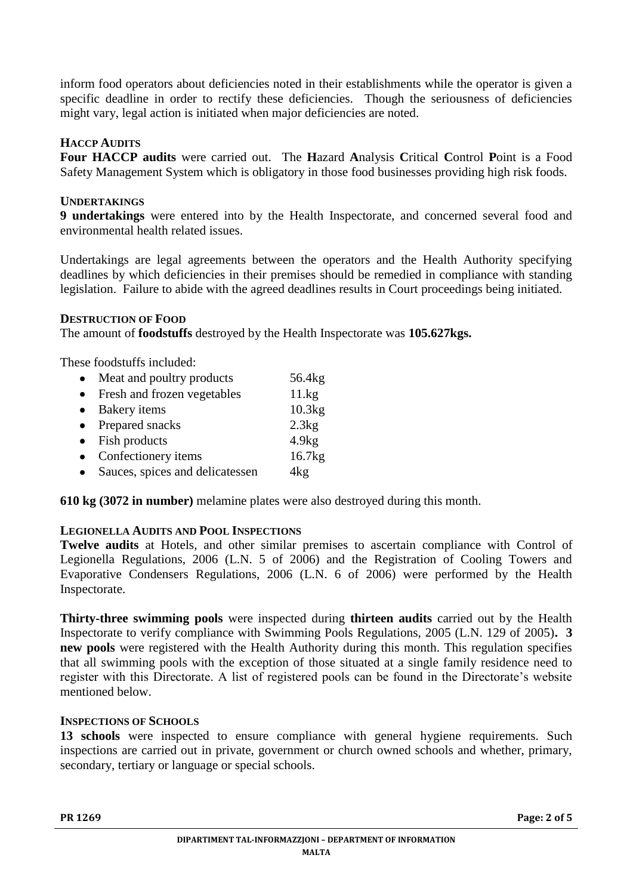inform food operators about deficiencies noted in their establishments while the operator is given a specific deadline in order to rectify these deficiencies. Though the seriousness of deficiencies might vary, legal action is initiated when major deficiencies are noted.

### HACCP AUDITS

**Four HACCP audits** were carried out. The **H**azard **A**nalysis **C**ritical **C**ontrol **P**oint is a Food Safety Management System which is obligatory in those food businesses providing high risk foods.

### UNDERTAKINGS

**9 undertakings** were entered into by the Health Inspectorate, and concerned several food and environmental health related issues.

Undertakings are legal agreements between the operators and the Health Authority specifying deadlines by which deficiencies in their premises should be remedied in compliance with standing legislation. Failure to abide with the agreed deadlines results in Court proceedings being initiated.

### DESTRUCTION OF FOOD

The amount of **foodstuffs** destroyed by the Health Inspectorate was **105.627kgs.**

These foodstuffs included:

- Meat and poultry products 56.4kg
- Fresh and frozen vegetables 11.kg
- Bakery items 10.3kg
- Prepared snacks 2.3kg
- Fish products 4.9kg
- Confectionery items 16.7kg
- Sauces, spices and delicatessen 4kg

**610 kg (3072 in number)** melamine plates were also destroyed during this month.

### LEGIONELLA AUDITS AND POOL INSPECTIONS

**Twelve audits** at Hotels, and other similar premises to ascertain compliance with Control of Legionella Regulations, 2006 (L.N. 5 of 2006) and the Registration of Cooling Towers and Evaporative Condensers Regulations, 2006 (L.N. 6 of 2006) were performed by the Health Inspectorate.

**Thirty-three swimming pools** were inspected during **thirteen audits** carried out by the Health Inspectorate to verify compliance with Swimming Pools Regulations, 2005 (L.N. 129 of 2005)**. 3 new pools** were registered with the Health Authority during this month. This regulation specifies that all swimming pools with the exception of those situated at a single family residence need to register with this Directorate. A list of registered pools can be found in the Directorate's website mentioned below.

### INSPECTIONS OF SCHOOLS

**13 schools** were inspected to ensure compliance with general hygiene requirements. Such inspections are carried out in private, government or church owned schools and whether, primary, secondary, tertiary or language or special schools.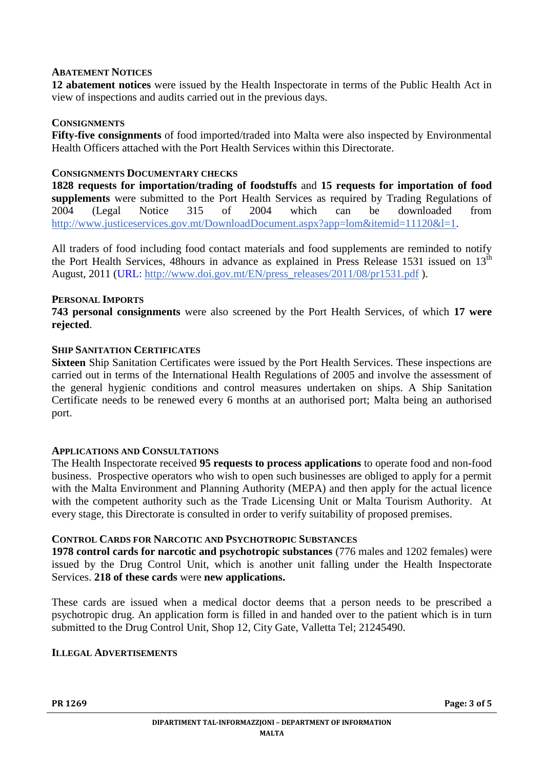**ABATEMENT NOTICES**

**12 abatement notices** were issued by the Health Inspectorate in terms of the Public Health Act in view of inspections and audits carried out in the previous days.

**CONSIGNMENTS**

**Fifty-five consignments** of food imported/traded into Malta were also inspected by Environmental Health Officers attached with the Port Health Services within this Directorate.

**CONSIGNMENTS DOCUMENTARY CHECKS**

**1828 requests for importation/trading of foodstuffs** and **15 requests for importation of food supplements** were submitted to the Port Health Services as required by Trading Regulations of 2004 (Legal Notice 315 of 2004 which can be downloaded from http://www.justiceservices.gov.mt/DownloadDocument.aspx?app=lom&itemid=11120&l=1.

All traders of food including food contact materials and food supplements are reminded to notify the Port Health Services, 48hours in advance as explained in Press Release 1531 issued on 13th August, 2011 (URL: http://www.doi.gov.mt/EN/press_releases/2011/08/pr1531.pdf ).

**PERSONAL IMPORTS**

**743 personal consignments** were also screened by the Port Health Services, of which **17 were rejected**.

**SHIP SANITATION CERTIFICATES**

**Sixteen** Ship Sanitation Certificates were issued by the Port Health Services. These inspections are carried out in terms of the International Health Regulations of 2005 and involve the assessment of the general hygienic conditions and control measures undertaken on ships. A Ship Sanitation Certificate needs to be renewed every 6 months at an authorised port; Malta being an authorised port.

**APPLICATIONS AND CONSULTATIONS**

The Health Inspectorate received **95 requests to process applications** to operate food and non-food business. Prospective operators who wish to open such businesses are obliged to apply for a permit with the Malta Environment and Planning Authority (MEPA) and then apply for the actual licence with the competent authority such as the Trade Licensing Unit or Malta Tourism Authority. At every stage, this Directorate is consulted in order to verify suitability of proposed premises.

**CONTROL CARDS FOR NARCOTIC AND PSYCHOTROPIC SUBSTANCES**

**1978 control cards for narcotic and psychotropic substances** (776 males and 1202 females) were issued by the Drug Control Unit, which is another unit falling under the Health Inspectorate Services. **218 of these cards** were **new applications.**

These cards are issued when a medical doctor deems that a person needs to be prescribed a psychotropic drug. An application form is filled in and handed over to the patient which is in turn submitted to the Drug Control Unit, Shop 12, City Gate, Valletta Tel; 21245490.

**ILLEGAL ADVERTISEMENTS**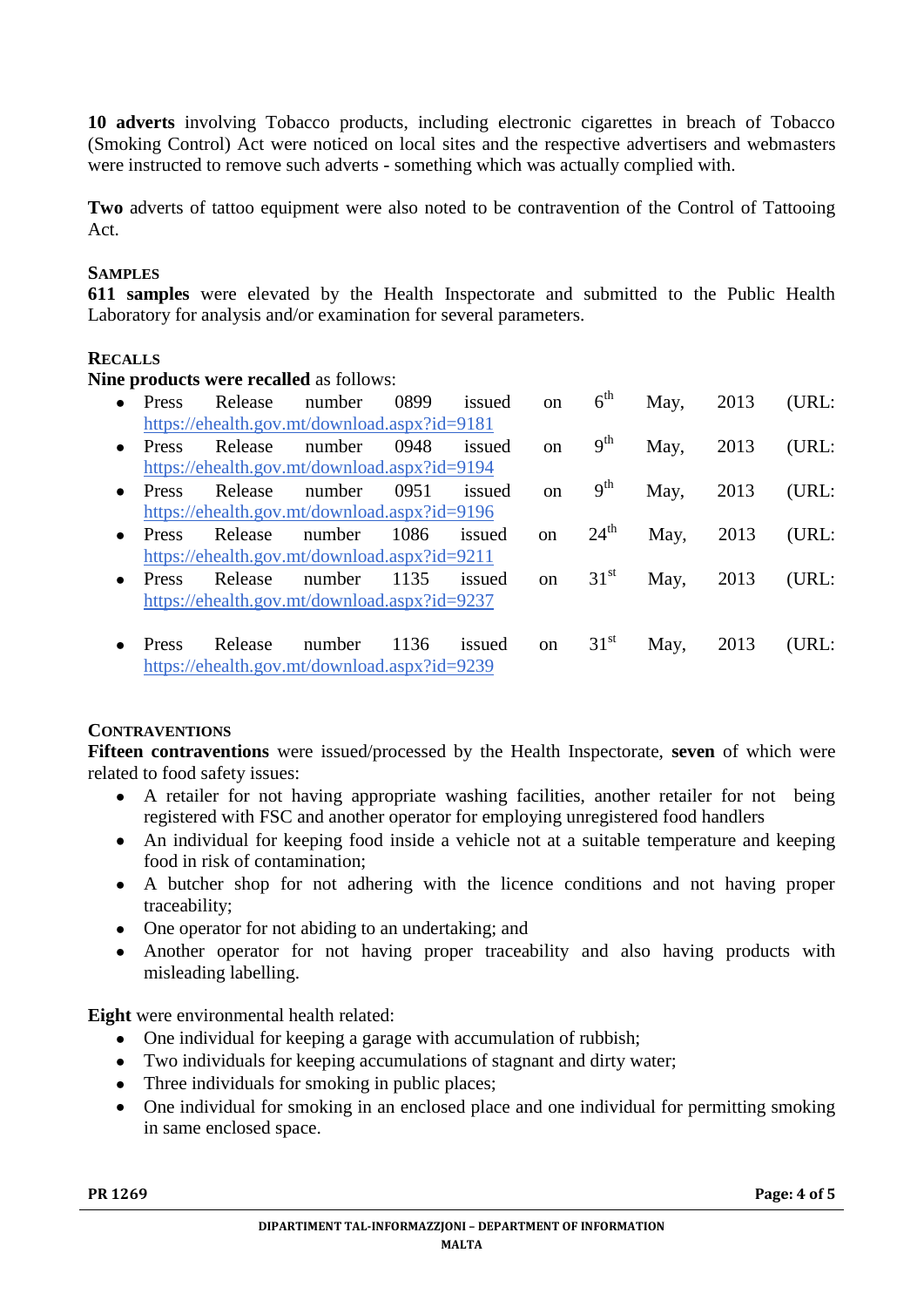**10 adverts** involving Tobacco products, including electronic cigarettes in breach of Tobacco (Smoking Control) Act were noticed on local sites and the respective advertisers and webmasters were instructed to remove such adverts - something which was actually complied with.

**Two** adverts of tattoo equipment were also noted to be contravention of the Control of Tattooing Act.

**SAMPLES**

**611 samples** were elevated by the Health Inspectorate and submitted to the Public Health Laboratory for analysis and/or examination for several parameters.

**RECALLS**

**Nine products were recalled** as follows:

- Press Release number 0899 issued on 6th May, 2013 (URL: https://ehealth.gov.mt/download.aspx?id=9181
- Press Release number 0948 issued on 9th May, 2013 (URL: https://ehealth.gov.mt/download.aspx?id=9194
- Press Release number 0951 issued on 9th May, 2013 (URL: https://ehealth.gov.mt/download.aspx?id=9196
- Press Release number 1086 issued on 24th May, 2013 (URL: https://ehealth.gov.mt/download.aspx?id=9211
- Press Release number 1135 issued on 31st May, 2013 (URL: https://ehealth.gov.mt/download.aspx?id=9237
- Press Release number 1136 issued on 31st May, 2013 (URL: https://ehealth.gov.mt/download.aspx?id=9239

**CONTRAVENTIONS**

**Fifteen contraventions** were issued/processed by the Health Inspectorate, **seven** of which were related to food safety issues:

- A retailer for not having appropriate washing facilities, another retailer for not being registered with FSC and another operator for employing unregistered food handlers
- An individual for keeping food inside a vehicle not at a suitable temperature and keeping food in risk of contamination;
- A butcher shop for not adhering with the licence conditions and not having proper traceability;
- One operator for not abiding to an undertaking; and
- Another operator for not having proper traceability and also having products with misleading labelling.

**Eight** were environmental health related:

- One individual for keeping a garage with accumulation of rubbish;
- Two individuals for keeping accumulations of stagnant and dirty water;
- Three individuals for smoking in public places;
- One individual for smoking in an enclosed place and one individual for permitting smoking in same enclosed space.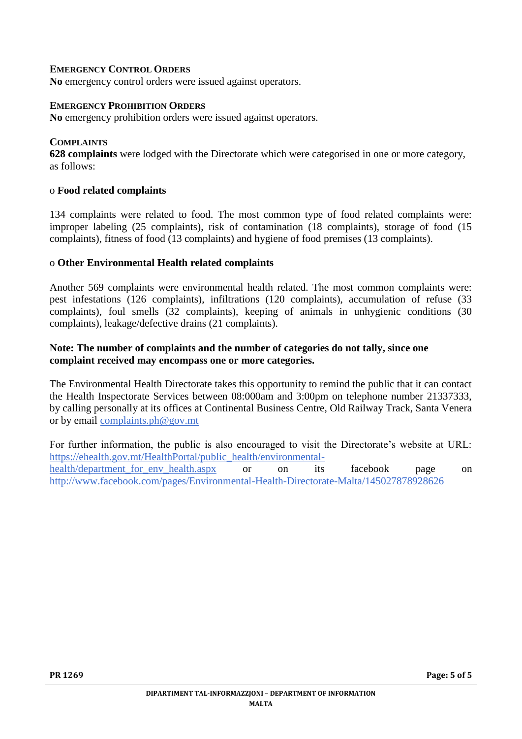### EMERGENCY CONTROL ORDERS

**No** emergency control orders were issued against operators.

### EMERGENCY PROHIBITION ORDERS

**No** emergency prohibition orders were issued against operators.

### COMPLAINTS

**628 complaints** were lodged with the Directorate which were categorised in one or more category, as follows:

o **Food related complaints**

134 complaints were related to food. The most common type of food related complaints were: improper labeling (25 complaints), risk of contamination (18 complaints), storage of food (15 complaints), fitness of food (13 complaints) and hygiene of food premises (13 complaints).

o **Other Environmental Health related complaints**

Another 569 complaints were environmental health related. The most common complaints were: pest infestations (126 complaints), infiltrations (120 complaints), accumulation of refuse (33 complaints), foul smells (32 complaints), keeping of animals in unhygienic conditions (30 complaints), leakage/defective drains (21 complaints).

**Note: The number of complaints and the number of categories do not tally, since one complaint received may encompass one or more categories.**

The Environmental Health Directorate takes this opportunity to remind the public that it can contact the Health Inspectorate Services between 08:000am and 3:00pm on telephone number 21337333, by calling personally at its offices at Continental Business Centre, Old Railway Track, Santa Venera or by email complaints.ph@gov.mt

For further information, the public is also encouraged to visit the Directorate's website at URL: https://ehealth.gov.mt/HealthPortal/public_health/environmental-health/department_for_env_health.aspx or on its facebook page on http://www.facebook.com/pages/Environmental-Health-Directorate-Malta/145027878928626